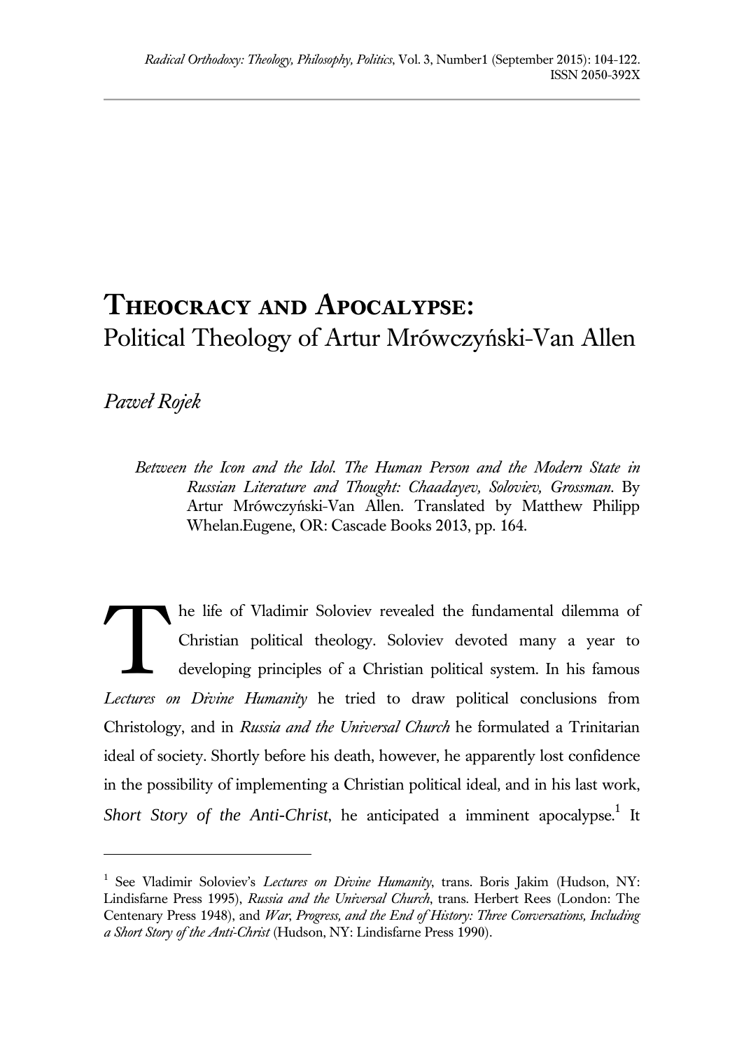# Theocracy and Apocalypse:
## Political Theology of Artur Mrówczyński-Van Allen

*Paweł Rojek*

*Between the Icon and the Idol. The Human Person and the Modern State in Russian Literature and Thought: Chaadayev, Soloviev, Grossman*. By Artur Mrówczyński-Van Allen. Translated by Matthew Philipp Whelan.Eugene, OR: Cascade Books 2013, pp. 164.

The life of Vladimir Soloviev revealed the fundamental dilemma of Christian political theology. Soloviev devoted many a year to developing principles of a Christian political system. In his famous *Lectures on Divine Humanity* he tried to draw political conclusions from Christology, and in *Russia and the Universal Church* he formulated a Trinitarian ideal of society. Shortly before his death, however, he apparently lost confidence in the possibility of implementing a Christian political ideal, and in his last work, *Short Story of the Anti-Christ*, he anticipated a imminent apocalypse.[1] It

---

[1] See Vladimir Soloviev's *Lectures on Divine Humanity*, trans. Boris Jakim (Hudson, NY: Lindisfarne Press 1995), *Russia and the Universal Church*, trans. Herbert Rees (London: The Centenary Press 1948), and *War, Progress, and the End of History: Three Conversations, Including a Short Story of the Anti-Christ* (Hudson, NY: Lindisfarne Press 1990).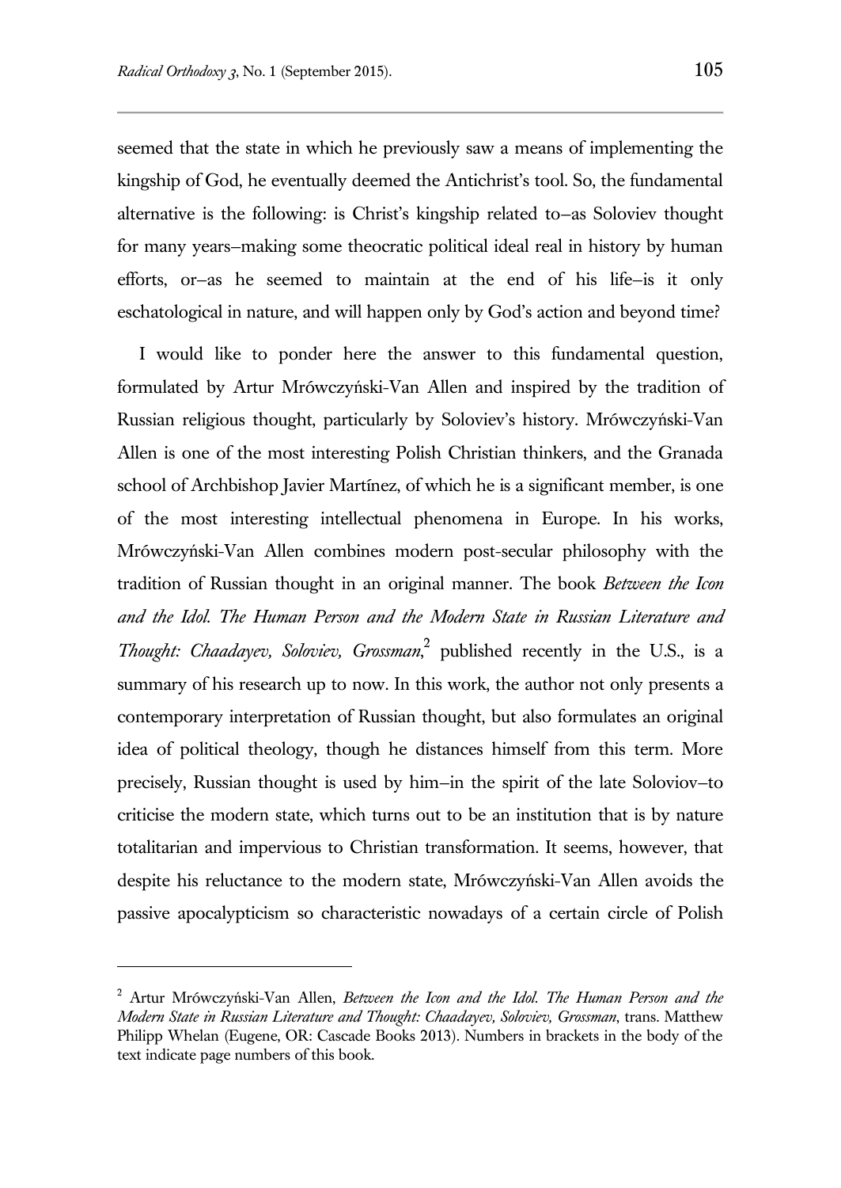seemed that the state in which he previously saw a means of implementing the kingship of God, he eventually deemed the Antichrist's tool. So, the fundamental alternative is the following: is Christ's kingship related to—as Soloviev thought for many years—making some theocratic political ideal real in history by human efforts, or—as he seemed to maintain at the end of his life—is it only eschatological in nature, and will happen only by God's action and beyond time?

I would like to ponder here the answer to this fundamental question, formulated by Artur Mrówczyński-Van Allen and inspired by the tradition of Russian religious thought, particularly by Soloviev's history. Mrówczyński-Van Allen is one of the most interesting Polish Christian thinkers, and the Granada school of Archbishop Javier Martínez, of which he is a significant member, is one of the most interesting intellectual phenomena in Europe. In his works, Mrówczyński-Van Allen combines modern post-secular philosophy with the tradition of Russian thought in an original manner. The book *Between the Icon and the Idol. The Human Person and the Modern State in Russian Literature and Thought: Chaadayev, Soloviev, Grossman*,[2] published recently in the U.S., is a summary of his research up to now. In this work, the author not only presents a contemporary interpretation of Russian thought, but also formulates an original idea of political theology, though he distances himself from this term. More precisely, Russian thought is used by him—in the spirit of the late Soloviov—to criticise the modern state, which turns out to be an institution that is by nature totalitarian and impervious to Christian transformation. It seems, however, that despite his reluctance to the modern state, Mrówczyński-Van Allen avoids the passive apocalypticism so characteristic nowadays of a certain circle of Polish

---

[2] Artur Mrówczyński-Van Allen, *Between the Icon and the Idol. The Human Person and the Modern State in Russian Literature and Thought: Chaadayev, Soloviev, Grossman*, trans. Matthew Philipp Whelan (Eugene, OR: Cascade Books 2013). Numbers in brackets in the body of the text indicate page numbers of this book.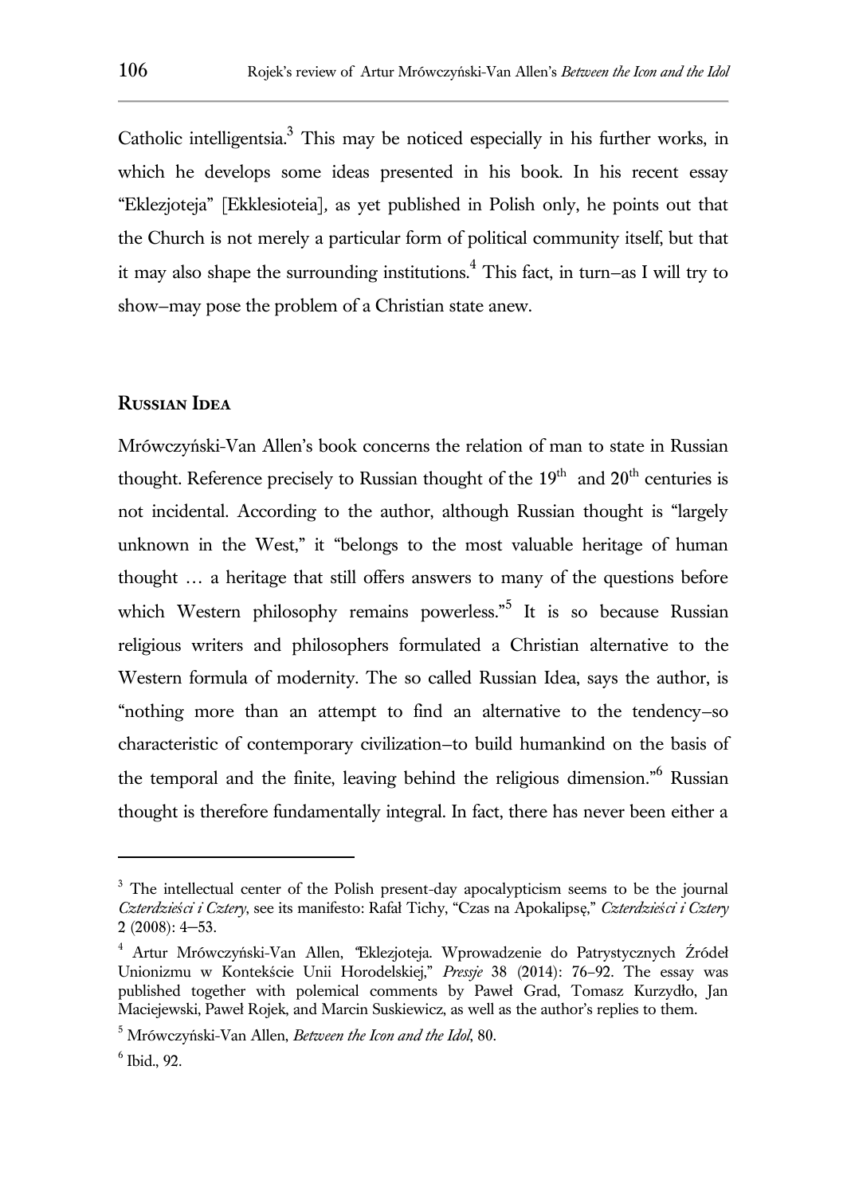Catholic intelligentsia.[3] This may be noticed especially in his further works, in which he develops some ideas presented in his book. In his recent essay "Eklezjoteja" [Ekklesioteia], as yet published in Polish only, he points out that the Church is not merely a particular form of political community itself, but that it may also shape the surrounding institutions.[4] This fact, in turn—as I will try to show—may pose the problem of a Christian state anew.

## Russian Idea

Mrówczyński-Van Allen's book concerns the relation of man to state in Russian thought. Reference precisely to Russian thought of the 19th and 20th centuries is not incidental. According to the author, although Russian thought is "largely unknown in the West," it "belongs to the most valuable heritage of human thought … a heritage that still offers answers to many of the questions before which Western philosophy remains powerless."[5] It is so because Russian religious writers and philosophers formulated a Christian alternative to the Western formula of modernity. The so called Russian Idea, says the author, is "nothing more than an attempt to find an alternative to the tendency—so characteristic of contemporary civilization—to build humankind on the basis of the temporal and the finite, leaving behind the religious dimension."[6] Russian thought is therefore fundamentally integral. In fact, there has never been either a

---

[3] The intellectual center of the Polish present-day apocalypticism seems to be the journal *Czterdzieści i Cztery*, see its manifesto: Rafał Tichy, "Czas na Apokalipsę," *Czterdzieści i Cztery* 2 (2008): 4—53.

[4] Artur Mrówczyński-Van Allen, "Eklezjoteja. Wprowadzenie do Patrystycznych Źródeł Unionizmu w Kontekście Unii Horodelskiej," *Pressje* 38 (2014): 76–92. The essay was published together with polemical comments by Paweł Grad, Tomasz Kurzydło, Jan Maciejewski, Paweł Rojek, and Marcin Suskiewicz, as well as the author's replies to them.

[5] Mrówczyński-Van Allen, *Between the Icon and the Idol*, 80.

[6] Ibid., 92.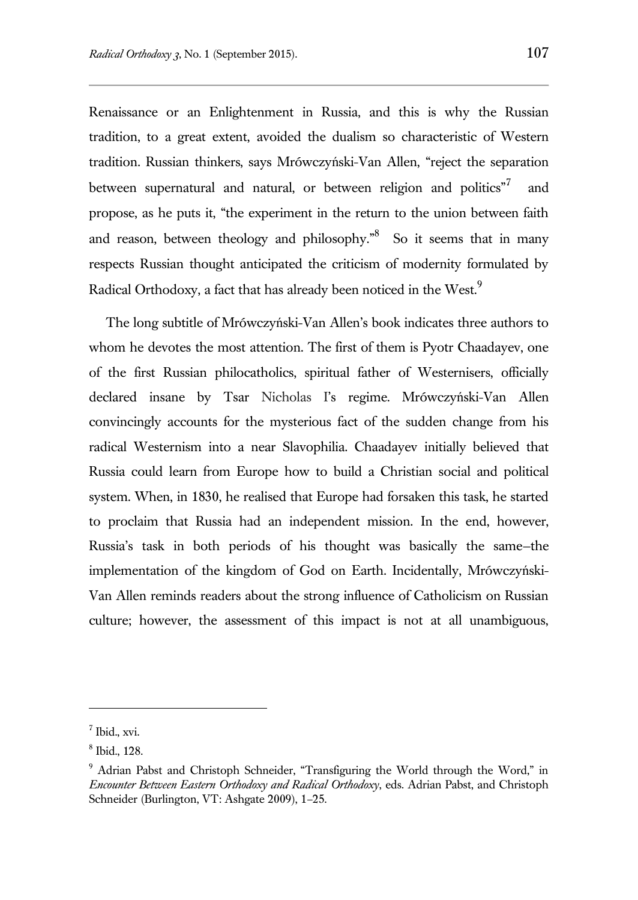Renaissance or an Enlightenment in Russia, and this is why the Russian tradition, to a great extent, avoided the dualism so characteristic of Western tradition. Russian thinkers, says Mrówczyński-Van Allen, "reject the separation between supernatural and natural, or between religion and politics"[7] and propose, as he puts it, "the experiment in the return to the union between faith and reason, between theology and philosophy."[8] So it seems that in many respects Russian thought anticipated the criticism of modernity formulated by Radical Orthodoxy, a fact that has already been noticed in the West.[9]

The long subtitle of Mrówczyński-Van Allen's book indicates three authors to whom he devotes the most attention. The first of them is Pyotr Chaadayev, one of the first Russian philocatholics, spiritual father of Westernisers, officially declared insane by Tsar Nicholas I's regime. Mrówczyński-Van Allen convincingly accounts for the mysterious fact of the sudden change from his radical Westernism into a near Slavophilia. Chaadayev initially believed that Russia could learn from Europe how to build a Christian social and political system. When, in 1830, he realised that Europe had forsaken this task, he started to proclaim that Russia had an independent mission. In the end, however, Russia's task in both periods of his thought was basically the same–the implementation of the kingdom of God on Earth. Incidentally, Mrówczyński-Van Allen reminds readers about the strong influence of Catholicism on Russian culture; however, the assessment of this impact is not at all unambiguous,

---

[7] Ibid., xvi.

[8] Ibid., 128.

[9] Adrian Pabst and Christoph Schneider, "Transfiguring the World through the Word," in *Encounter Between Eastern Orthodoxy and Radical Orthodoxy*, eds. Adrian Pabst, and Christoph Schneider (Burlington, VT: Ashgate 2009), 1–25.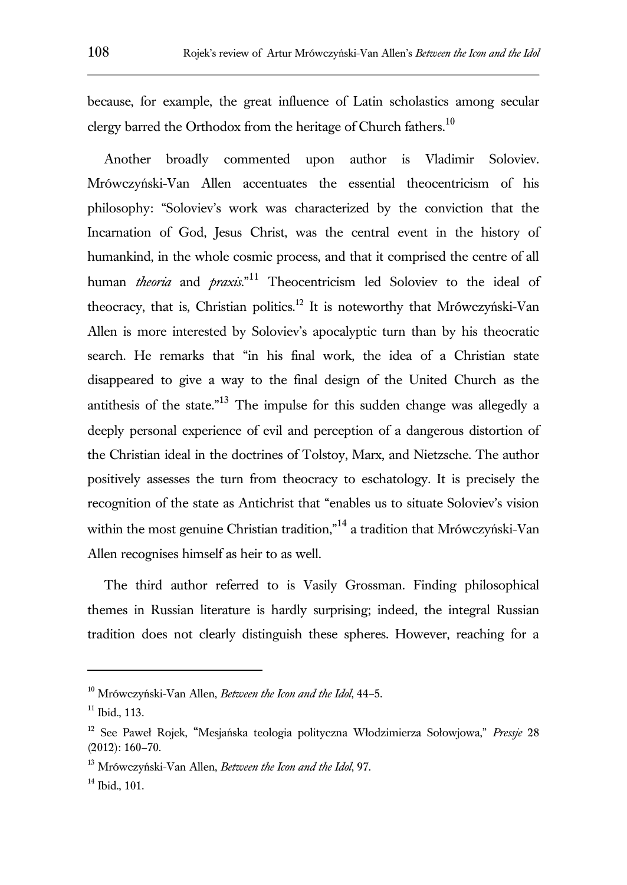because, for example, the great influence of Latin scholastics among secular clergy barred the Orthodox from the heritage of Church fathers.[10]

Another broadly commented upon author is Vladimir Soloviev. Mrówczyński-Van Allen accentuates the essential theocentricism of his philosophy: "Soloviev's work was characterized by the conviction that the Incarnation of God, Jesus Christ, was the central event in the history of humankind, in the whole cosmic process, and that it comprised the centre of all human *theoria* and *praxis*."[11] Theocentricism led Soloviev to the ideal of theocracy, that is, Christian politics.[12] It is noteworthy that Mrówczyński-Van Allen is more interested by Soloviev's apocalyptic turn than by his theocratic search. He remarks that "in his final work, the idea of a Christian state disappeared to give a way to the final design of the United Church as the antithesis of the state."[13] The impulse for this sudden change was allegedly a deeply personal experience of evil and perception of a dangerous distortion of the Christian ideal in the doctrines of Tolstoy, Marx, and Nietzsche. The author positively assesses the turn from theocracy to eschatology. It is precisely the recognition of the state as Antichrist that "enables us to situate Soloviev's vision within the most genuine Christian tradition,"[14] a tradition that Mrówczyński-Van Allen recognises himself as heir to as well.

The third author referred to is Vasily Grossman. Finding philosophical themes in Russian literature is hardly surprising; indeed, the integral Russian tradition does not clearly distinguish these spheres. However, reaching for a

---

[10] Mrówczyński-Van Allen, *Between the Icon and the Idol*, 44–5.

[11] Ibid., 113.

[12] See Paweł Rojek, "Mesjańska teologia polityczna Włodzimierza Sołowjowa," *Pressje* 28 (2012): 160–70.

[13] Mrówczyński-Van Allen, *Between the Icon and the Idol*, 97.

[14] Ibid., 101.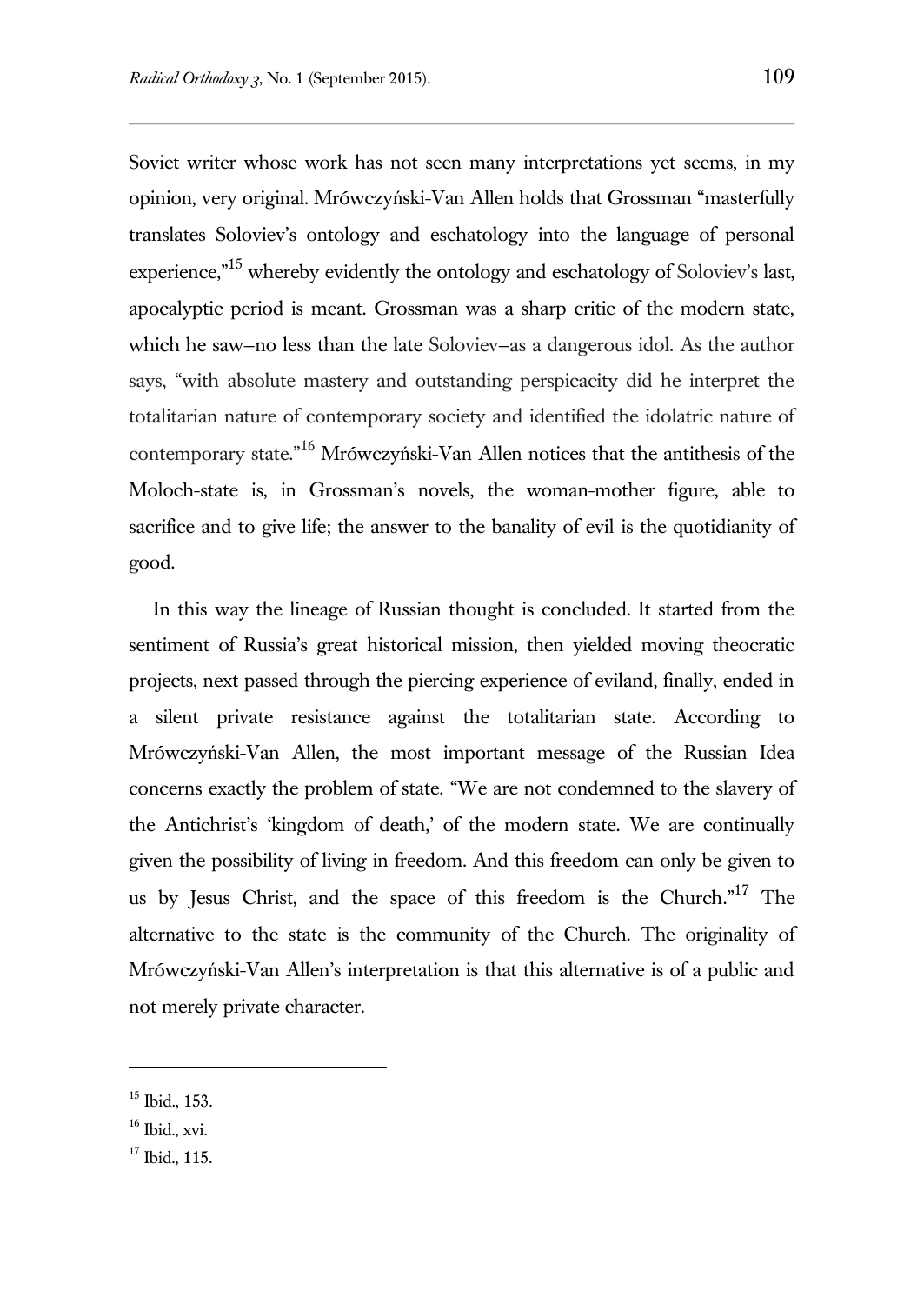Soviet writer whose work has not seen many interpretations yet seems, in my opinion, very original. Mrówczyński-Van Allen holds that Grossman "masterfully translates Soloviev's ontology and eschatology into the language of personal experience,"[15] whereby evidently the ontology and eschatology of Soloviev's last, apocalyptic period is meant. Grossman was a sharp critic of the modern state, which he saw—no less than the late Soloviev—as a dangerous idol. As the author says, "with absolute mastery and outstanding perspicacity did he interpret the totalitarian nature of contemporary society and identified the idolatric nature of contemporary state."[16] Mrówczyński-Van Allen notices that the antithesis of the Moloch-state is, in Grossman's novels, the woman-mother figure, able to sacrifice and to give life; the answer to the banality of evil is the quotidianity of good.

In this way the lineage of Russian thought is concluded. It started from the sentiment of Russia's great historical mission, then yielded moving theocratic projects, next passed through the piercing experience of eviland, finally, ended in a silent private resistance against the totalitarian state. According to Mrówczyński-Van Allen, the most important message of the Russian Idea concerns exactly the problem of state. "We are not condemned to the slavery of the Antichrist's 'kingdom of death,' of the modern state. We are continually given the possibility of living in freedom. And this freedom can only be given to us by Jesus Christ, and the space of this freedom is the Church."[17] The alternative to the state is the community of the Church. The originality of Mrówczyński-Van Allen's interpretation is that this alternative is of a public and not merely private character.

---

[15] Ibid., 153.

[16] Ibid., xvi.

[17] Ibid., 115.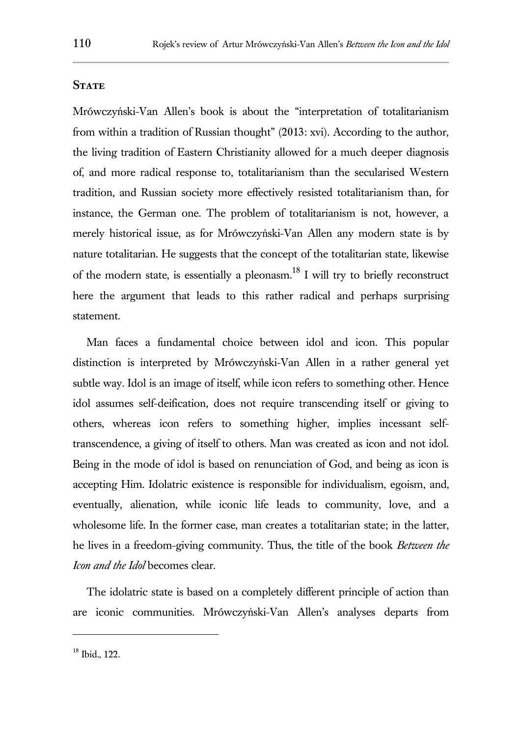## State

Mrówczyński-Van Allen's book is about the "interpretation of totalitarianism from within a tradition of Russian thought" (2013: xvi). According to the author, the living tradition of Eastern Christianity allowed for a much deeper diagnosis of, and more radical response to, totalitarianism than the secularised Western tradition, and Russian society more effectively resisted totalitarianism than, for instance, the German one. The problem of totalitarianism is not, however, a merely historical issue, as for Mrówczyński-Van Allen any modern state is by nature totalitarian. He suggests that the concept of the totalitarian state, likewise of the modern state, is essentially a pleonasm.[18] I will try to briefly reconstruct here the argument that leads to this rather radical and perhaps surprising statement.

Man faces a fundamental choice between idol and icon. This popular distinction is interpreted by Mrówczyński-Van Allen in a rather general yet subtle way. Idol is an image of itself, while icon refers to something other. Hence idol assumes self-deification, does not require transcending itself or giving to others, whereas icon refers to something higher, implies incessant self-transcendence, a giving of itself to others. Man was created as icon and not idol. Being in the mode of idol is based on renunciation of God, and being as icon is accepting Him. Idolatric existence is responsible for individualism, egoism, and, eventually, alienation, while iconic life leads to community, love, and a wholesome life. In the former case, man creates a totalitarian state; in the latter, he lives in a freedom-giving community. Thus, the title of the book *Between the Icon and the Idol* becomes clear.

The idolatric state is based on a completely different principle of action than are iconic communities. Mrówczyński-Van Allen's analyses departs from

[18] Ibid., 122.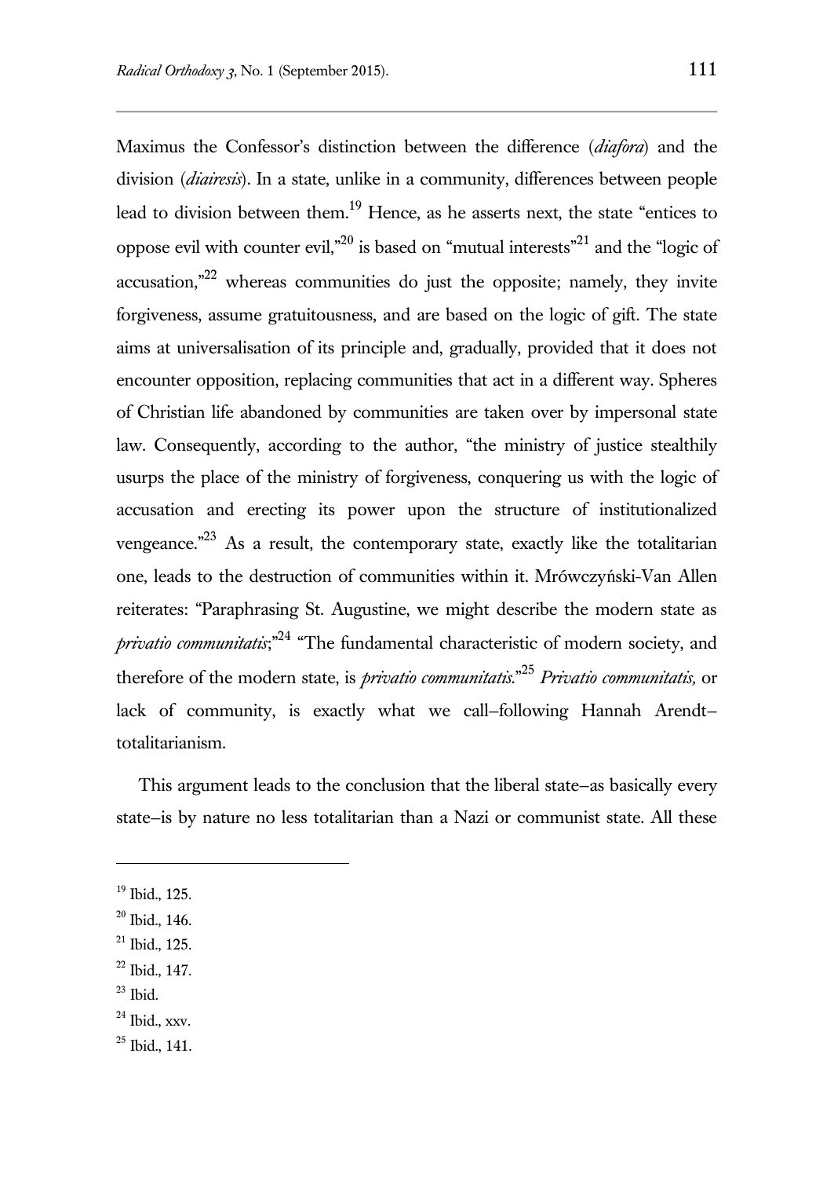Maximus the Confessor's distinction between the difference (*diafora*) and the division (*diairesis*). In a state, unlike in a community, differences between people lead to division between them.[19] Hence, as he asserts next, the state "entices to oppose evil with counter evil,"[20] is based on "mutual interests"[21] and the "logic of accusation,"[22] whereas communities do just the opposite; namely, they invite forgiveness, assume gratuitousness, and are based on the logic of gift. The state aims at universalisation of its principle and, gradually, provided that it does not encounter opposition, replacing communities that act in a different way. Spheres of Christian life abandoned by communities are taken over by impersonal state law. Consequently, according to the author, "the ministry of justice stealthily usurps the place of the ministry of forgiveness, conquering us with the logic of accusation and erecting its power upon the structure of institutionalized vengeance."[23] As a result, the contemporary state, exactly like the totalitarian one, leads to the destruction of communities within it. Mrówczyński-Van Allen reiterates: "Paraphrasing St. Augustine, we might describe the modern state as *privatio communitatis*;"[24] "The fundamental characteristic of modern society, and therefore of the modern state, is *privatio communitatis*."[25] *Privatio communitatis,* or lack of community, is exactly what we call–following Hannah Arendt–totalitarianism.

This argument leads to the conclusion that the liberal state–as basically every state–is by nature no less totalitarian than a Nazi or communist state. All these

---

[19] Ibid., 125.

[20] Ibid., 146.

[21] Ibid., 125.

[22] Ibid., 147.

[23] Ibid.

[24] Ibid., xxv.

[25] Ibid., 141.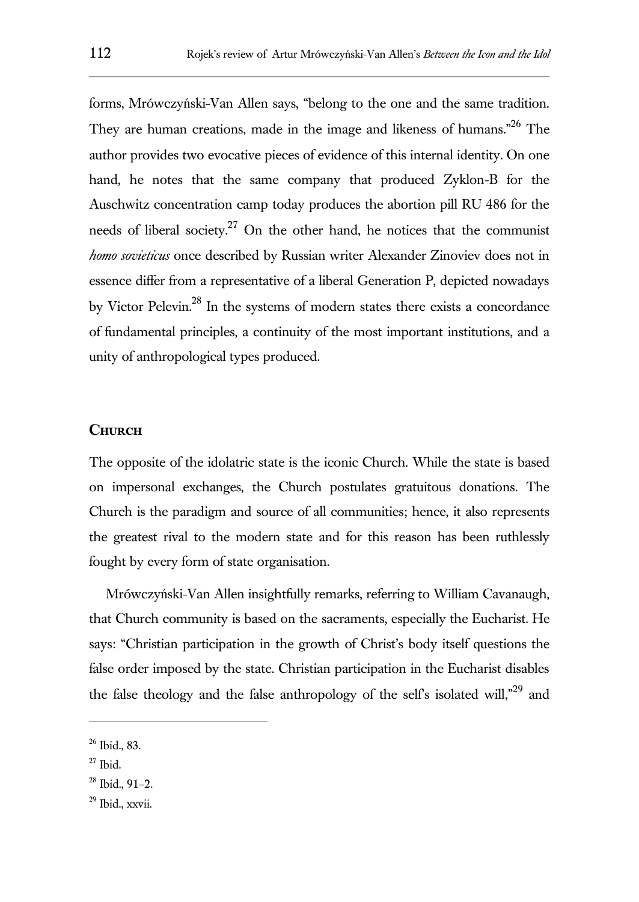forms, Mrówczyński-Van Allen says, "belong to the one and the same tradition. They are human creations, made in the image and likeness of humans."[26] The author provides two evocative pieces of evidence of this internal identity. On one hand, he notes that the same company that produced Zyklon-B for the Auschwitz concentration camp today produces the abortion pill RU 486 for the needs of liberal society.[27] On the other hand, he notices that the communist *homo sovieticus* once described by Russian writer Alexander Zinoviev does not in essence differ from a representative of a liberal Generation P, depicted nowadays by Victor Pelevin.[28] In the systems of modern states there exists a concordance of fundamental principles, a continuity of the most important institutions, and a unity of anthropological types produced.

## Church

The opposite of the idolatric state is the iconic Church. While the state is based on impersonal exchanges, the Church postulates gratuitous donations. The Church is the paradigm and source of all communities; hence, it also represents the greatest rival to the modern state and for this reason has been ruthlessly fought by every form of state organisation.

Mrówczyński-Van Allen insightfully remarks, referring to William Cavanaugh, that Church community is based on the sacraments, especially the Eucharist. He says: "Christian participation in the growth of Christ's body itself questions the false order imposed by the state. Christian participation in the Eucharist disables the false theology and the false anthropology of the self's isolated will,"[29] and

---

[26] Ibid., 83.

[27] Ibid.

[28] Ibid., 91–2.

[29] Ibid., xxvii.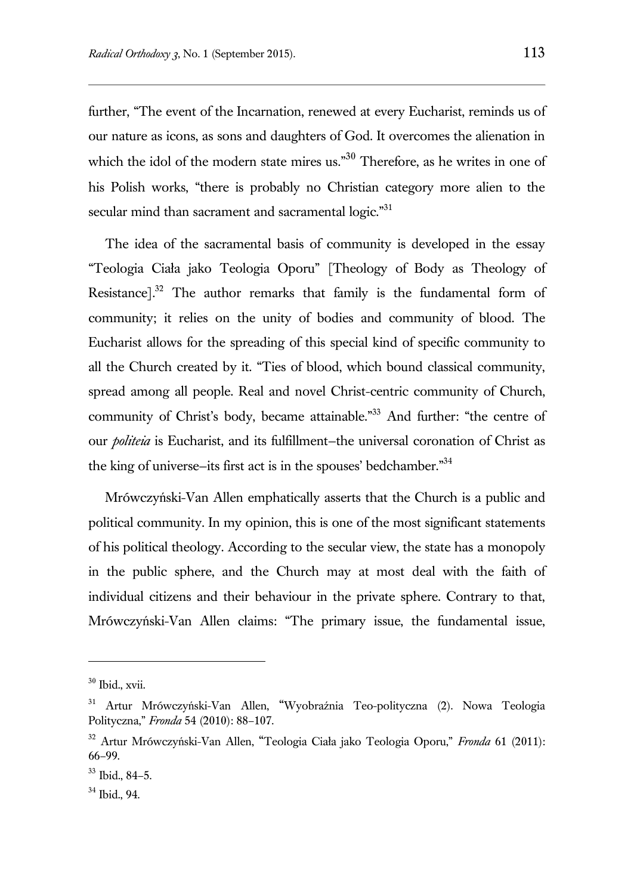further, "The event of the Incarnation, renewed at every Eucharist, reminds us of our nature as icons, as sons and daughters of God. It overcomes the alienation in which the idol of the modern state mires us."[30] Therefore, as he writes in one of his Polish works, "there is probably no Christian category more alien to the secular mind than sacrament and sacramental logic."[31]

The idea of the sacramental basis of community is developed in the essay "Teologia Ciała jako Teologia Oporu" [Theology of Body as Theology of Resistance].[32] The author remarks that family is the fundamental form of community; it relies on the unity of bodies and community of blood. The Eucharist allows for the spreading of this special kind of specific community to all the Church created by it. "Ties of blood, which bound classical community, spread among all people. Real and novel Christ-centric community of Church, community of Christ's body, became attainable."[33] And further: "the centre of our *politeia* is Eucharist, and its fulfillment–the universal coronation of Christ as the king of universe–its first act is in the spouses' bedchamber."[34]

Mrówczyński-Van Allen emphatically asserts that the Church is a public and political community. In my opinion, this is one of the most significant statements of his political theology. According to the secular view, the state has a monopoly in the public sphere, and the Church may at most deal with the faith of individual citizens and their behaviour in the private sphere. Contrary to that, Mrówczyński-Van Allen claims: "The primary issue, the fundamental issue,

---

[30] Ibid., xvii.

[31] Artur Mrówczyński-Van Allen, "Wyobraźnia Teo-polityczna (2). Nowa Teologia Polityczna," *Fronda* 54 (2010): 88–107.

[32] Artur Mrówczyński-Van Allen, "Teologia Ciała jako Teologia Oporu," *Fronda* 61 (2011): 66–99.

[33] Ibid., 84–5.

[34] Ibid., 94.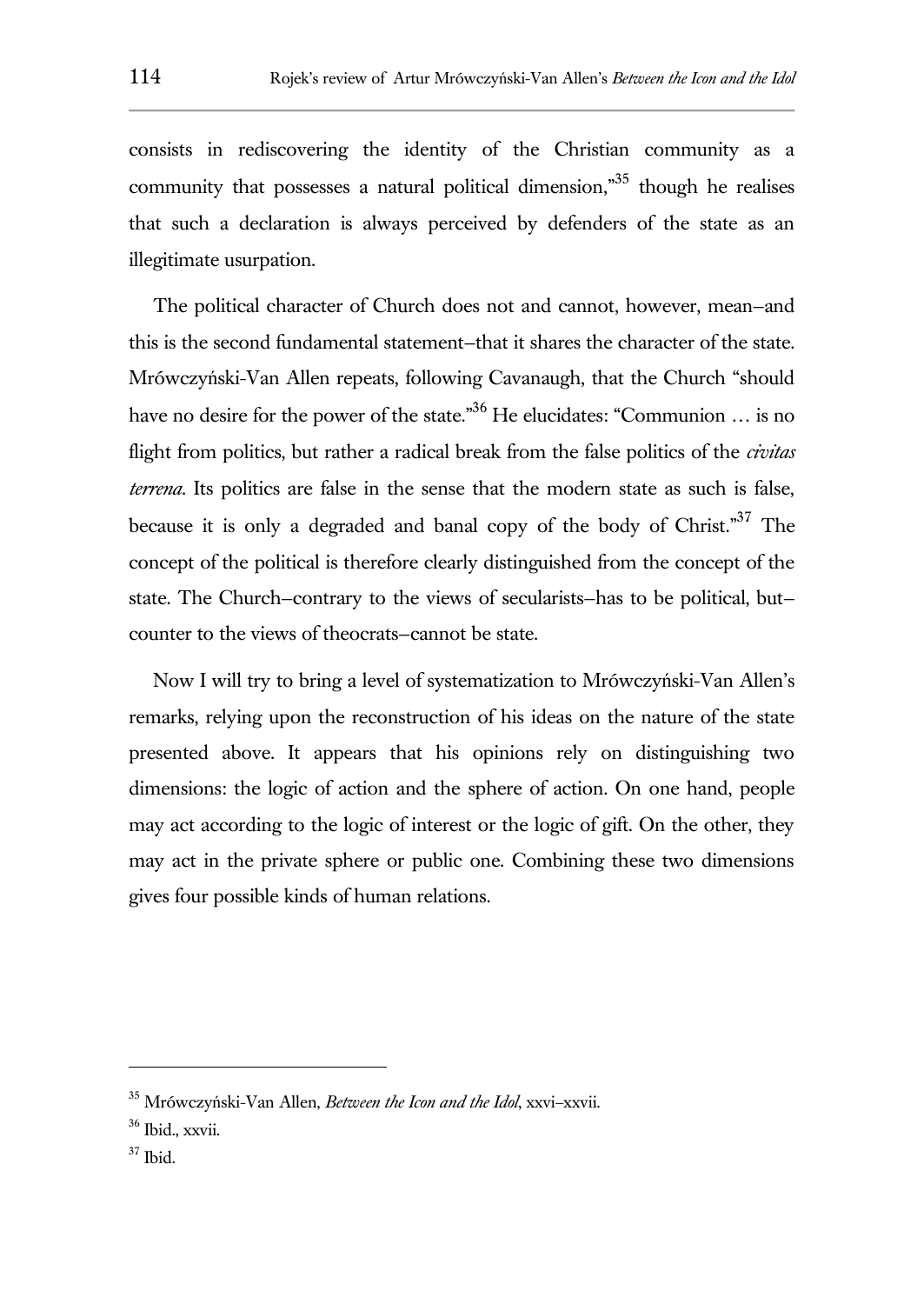consists in rediscovering the identity of the Christian community as a community that possesses a natural political dimension,"[35] though he realises that such a declaration is always perceived by defenders of the state as an illegitimate usurpation.

The political character of Church does not and cannot, however, mean–and this is the second fundamental statement–that it shares the character of the state. Mrówczyński-Van Allen repeats, following Cavanaugh, that the Church "should have no desire for the power of the state."[36] He elucidates: "Communion … is no flight from politics, but rather a radical break from the false politics of the *civitas terrena*. Its politics are false in the sense that the modern state as such is false, because it is only a degraded and banal copy of the body of Christ."[37] The concept of the political is therefore clearly distinguished from the concept of the state. The Church–contrary to the views of secularists–has to be political, but–counter to the views of theocrats–cannot be state.

Now I will try to bring a level of systematization to Mrówczyński-Van Allen's remarks, relying upon the reconstruction of his ideas on the nature of the state presented above. It appears that his opinions rely on distinguishing two dimensions: the logic of action and the sphere of action. On one hand, people may act according to the logic of interest or the logic of gift. On the other, they may act in the private sphere or public one. Combining these two dimensions gives four possible kinds of human relations.

---

[35] Mrówczyński-Van Allen, *Between the Icon and the Idol*, xxvi–xxvii.

[36] Ibid., xxvii.

[37] Ibid.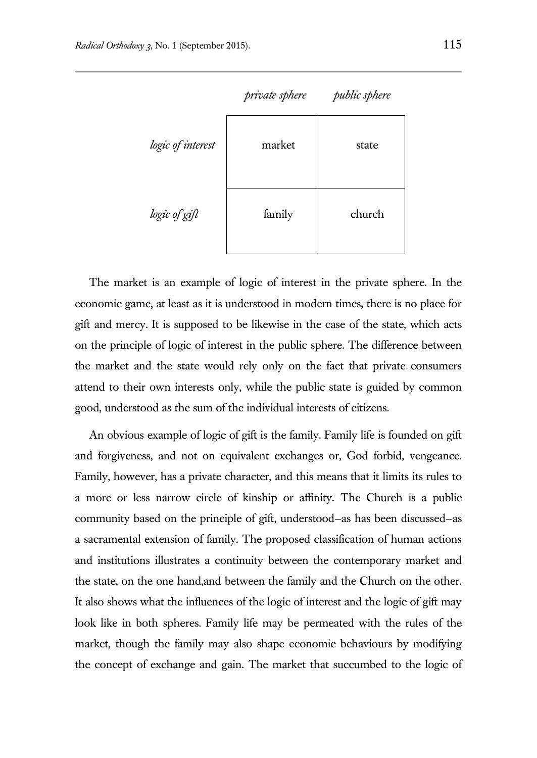| | *private sphere* | *public sphere* |
|---|---|---|
| *logic of interest* | market | state |
| *logic of gift* | family | church |

The market is an example of logic of interest in the private sphere. In the economic game, at least as it is understood in modern times, there is no place for gift and mercy. It is supposed to be likewise in the case of the state, which acts on the principle of logic of interest in the public sphere. The difference between the market and the state would rely only on the fact that private consumers attend to their own interests only, while the public state is guided by common good, understood as the sum of the individual interests of citizens.

An obvious example of logic of gift is the family. Family life is founded on gift and forgiveness, and not on equivalent exchanges or, God forbid, vengeance. Family, however, has a private character, and this means that it limits its rules to a more or less narrow circle of kinship or affinity. The Church is a public community based on the principle of gift, understood–as has been discussed–as a sacramental extension of family. The proposed classification of human actions and institutions illustrates a continuity between the contemporary market and the state, on the one hand,and between the family and the Church on the other. It also shows what the influences of the logic of interest and the logic of gift may look like in both spheres. Family life may be permeated with the rules of the market, though the family may also shape economic behaviours by modifying the concept of exchange and gain. The market that succumbed to the logic of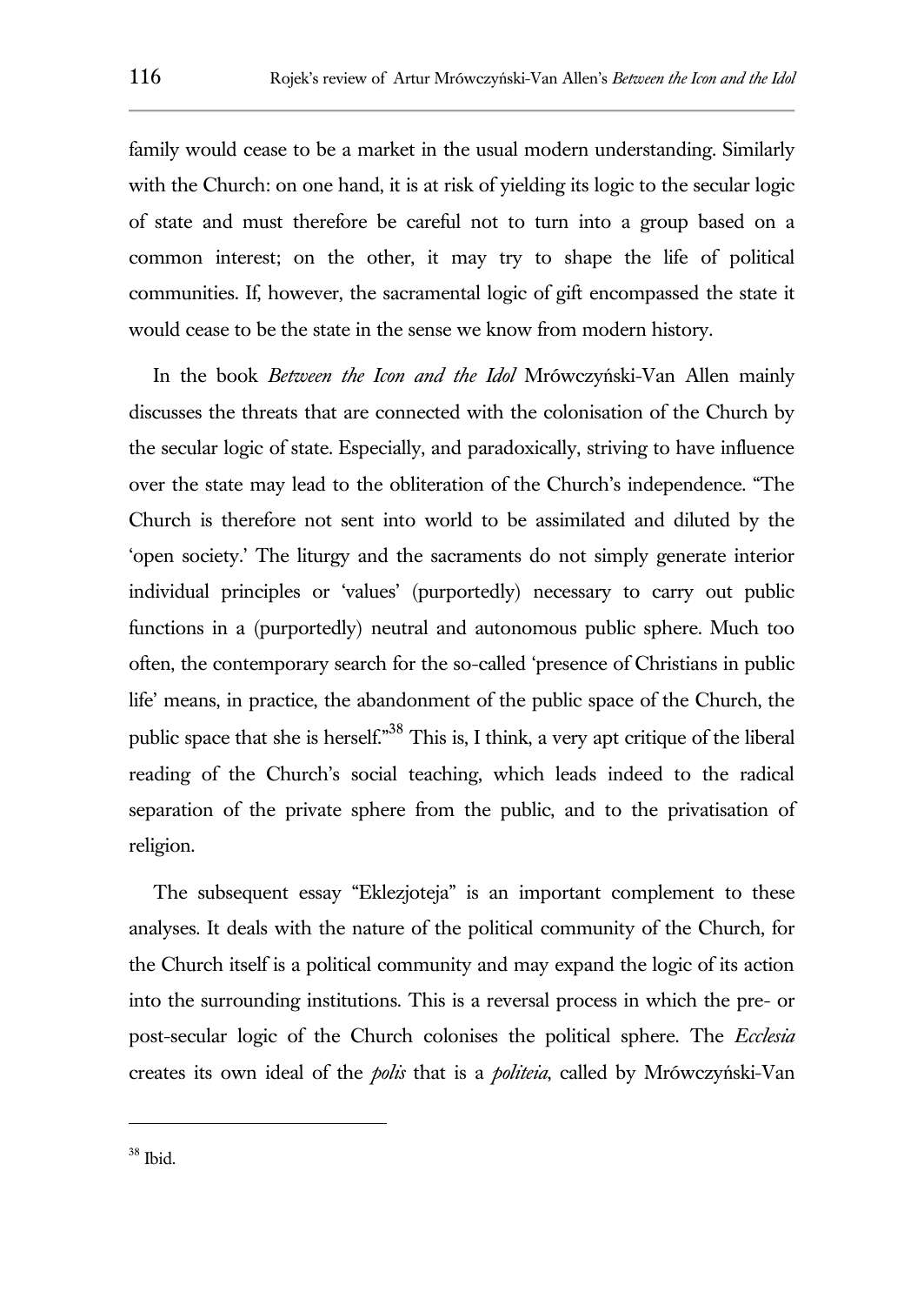family would cease to be a market in the usual modern understanding. Similarly with the Church: on one hand, it is at risk of yielding its logic to the secular logic of state and must therefore be careful not to turn into a group based on a common interest; on the other, it may try to shape the life of political communities. If, however, the sacramental logic of gift encompassed the state it would cease to be the state in the sense we know from modern history.

In the book *Between the Icon and the Idol* Mrówczyński-Van Allen mainly discusses the threats that are connected with the colonisation of the Church by the secular logic of state. Especially, and paradoxically, striving to have influence over the state may lead to the obliteration of the Church's independence. "The Church is therefore not sent into world to be assimilated and diluted by the 'open society.' The liturgy and the sacraments do not simply generate interior individual principles or 'values' (purportedly) necessary to carry out public functions in a (purportedly) neutral and autonomous public sphere. Much too often, the contemporary search for the so-called 'presence of Christians in public life' means, in practice, the abandonment of the public space of the Church, the public space that she is herself."[38] This is, I think, a very apt critique of the liberal reading of the Church's social teaching, which leads indeed to the radical separation of the private sphere from the public, and to the privatisation of religion.

The subsequent essay "Eklezjoteja" is an important complement to these analyses. It deals with the nature of the political community of the Church, for the Church itself is a political community and may expand the logic of its action into the surrounding institutions. This is a reversal process in which the pre- or post-secular logic of the Church colonises the political sphere. The *Ecclesia* creates its own ideal of the *polis* that is a *politeia*, called by Mrówczyński-Van

[38] Ibid.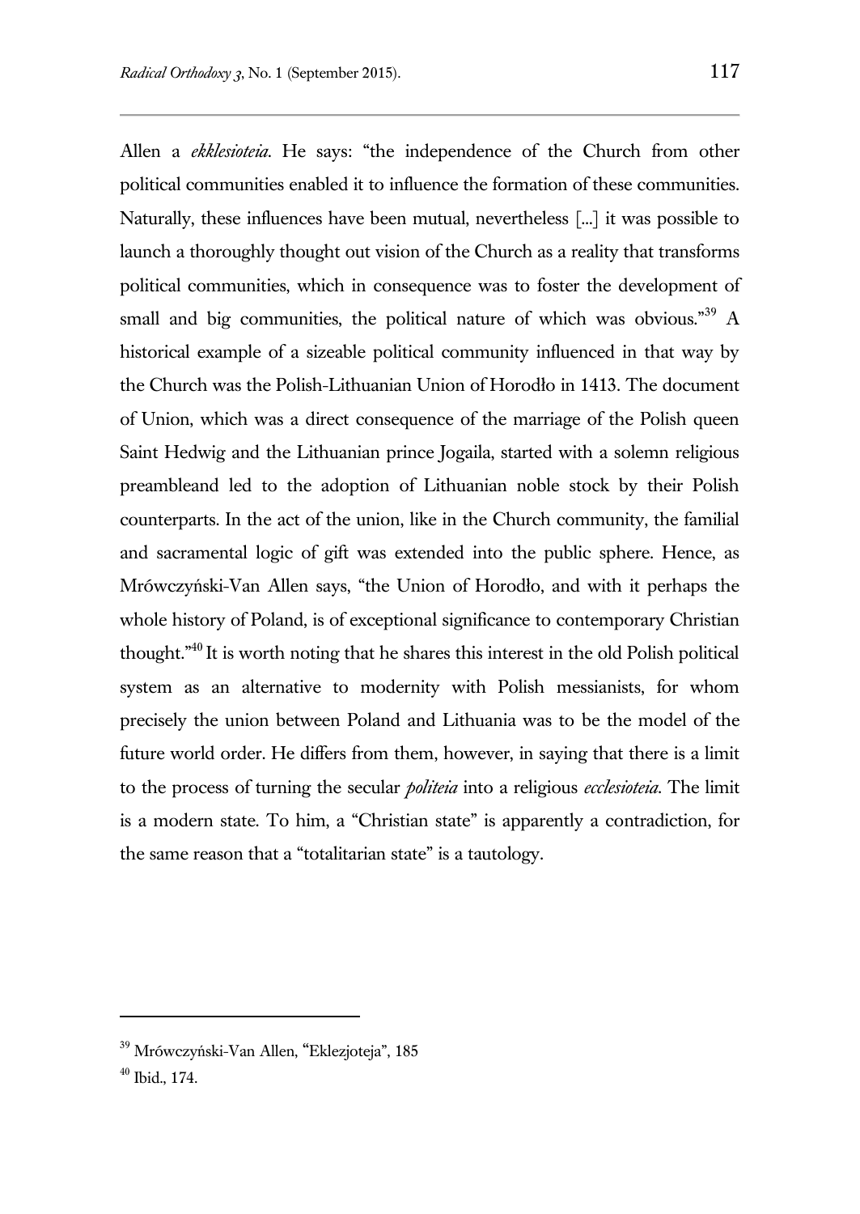Allen a *ekklesioteia*. He says: "the independence of the Church from other political communities enabled it to influence the formation of these communities. Naturally, these influences have been mutual, nevertheless [...] it was possible to launch a thoroughly thought out vision of the Church as a reality that transforms political communities, which in consequence was to foster the development of small and big communities, the political nature of which was obvious."[39] A historical example of a sizeable political community influenced in that way by the Church was the Polish-Lithuanian Union of Horodło in 1413. The document of Union, which was a direct consequence of the marriage of the Polish queen Saint Hedwig and the Lithuanian prince Jogaila, started with a solemn religious preambleand led to the adoption of Lithuanian noble stock by their Polish counterparts. In the act of the union, like in the Church community, the familial and sacramental logic of gift was extended into the public sphere. Hence, as Mrówczyński-Van Allen says, "the Union of Horodło, and with it perhaps the whole history of Poland, is of exceptional significance to contemporary Christian thought."[40] It is worth noting that he shares this interest in the old Polish political system as an alternative to modernity with Polish messianists, for whom precisely the union between Poland and Lithuania was to be the model of the future world order. He differs from them, however, in saying that there is a limit to the process of turning the secular *politeia* into a religious *ecclesioteia*. The limit is a modern state. To him, a "Christian state" is apparently a contradiction, for the same reason that a "totalitarian state" is a tautology.

---

[39] Mrówczyński-Van Allen, "Eklezjoteja", 185

[40] Ibid., 174.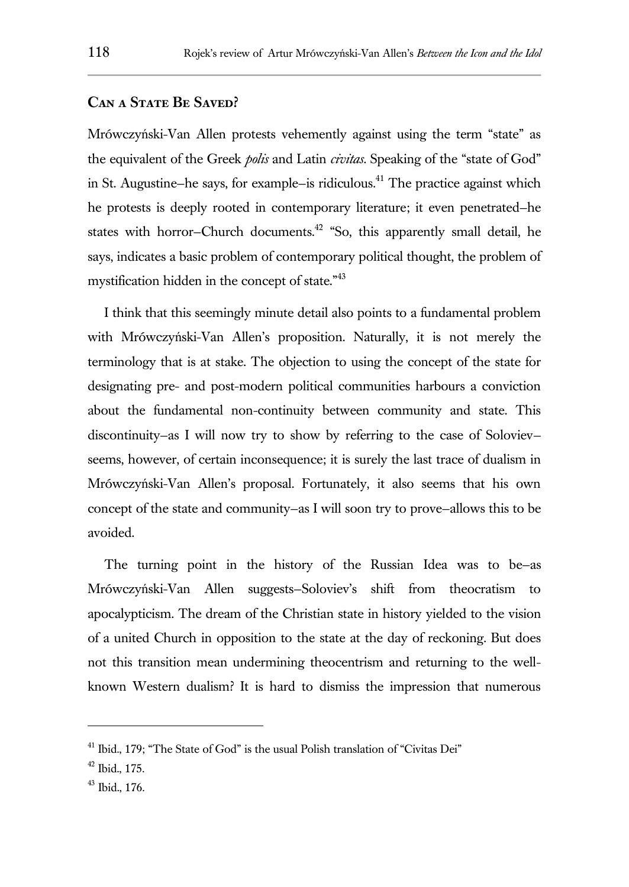## Can a State Be Saved?

Mrówczyński-Van Allen protests vehemently against using the term "state" as the equivalent of the Greek *polis* and Latin *civitas*. Speaking of the "state of God" in St. Augustine–he says, for example–is ridiculous.[41] The practice against which he protests is deeply rooted in contemporary literature; it even penetrated–he states with horror–Church documents.[42] "So, this apparently small detail, he says, indicates a basic problem of contemporary political thought, the problem of mystification hidden in the concept of state."[43]

I think that this seemingly minute detail also points to a fundamental problem with Mrówczyński-Van Allen's proposition. Naturally, it is not merely the terminology that is at stake. The objection to using the concept of the state for designating pre- and post-modern political communities harbours a conviction about the fundamental non-continuity between community and state. This discontinuity–as I will now try to show by referring to the case of Soloviev–seems, however, of certain inconsequence; it is surely the last trace of dualism in Mrówczyński-Van Allen's proposal. Fortunately, it also seems that his own concept of the state and community–as I will soon try to prove–allows this to be avoided.

The turning point in the history of the Russian Idea was to be–as Mrówczyński-Van Allen suggests–Soloviev's shift from theocratism to apocalypticism. The dream of the Christian state in history yielded to the vision of a united Church in opposition to the state at the day of reckoning. But does not this transition mean undermining theocentrism and returning to the well-known Western dualism? It is hard to dismiss the impression that numerous

---

[41] Ibid., 179; "The State of God" is the usual Polish translation of "Civitas Dei"

[42] Ibid., 175.

[43] Ibid., 176.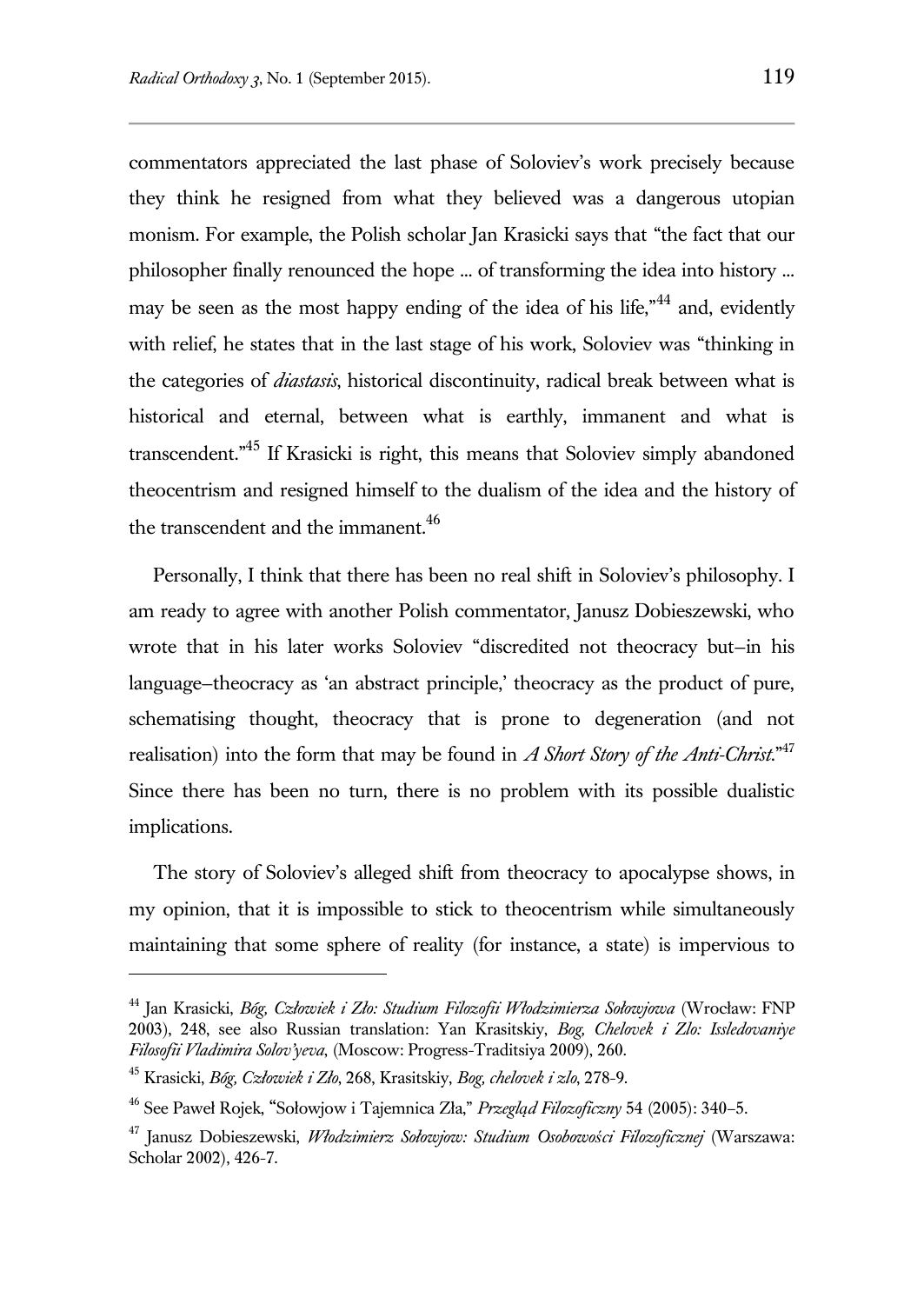commentators appreciated the last phase of Soloviev's work precisely because they think he resigned from what they believed was a dangerous utopian monism. For example, the Polish scholar Jan Krasicki says that "the fact that our philosopher finally renounced the hope ... of transforming the idea into history ... may be seen as the most happy ending of the idea of his life,"[44] and, evidently with relief, he states that in the last stage of his work, Soloviev was "thinking in the categories of *diastasis*, historical discontinuity, radical break between what is historical and eternal, between what is earthly, immanent and what is transcendent."[45] If Krasicki is right, this means that Soloviev simply abandoned theocentrism and resigned himself to the dualism of the idea and the history of the transcendent and the immanent.[46]

Personally, I think that there has been no real shift in Soloviev's philosophy. I am ready to agree with another Polish commentator, Janusz Dobieszewski, who wrote that in his later works Soloviev "discredited not theocracy but–in his language–theocracy as 'an abstract principle,' theocracy as the product of pure, schematising thought, theocracy that is prone to degeneration (and not realisation) into the form that may be found in *A Short Story of the Anti-Christ*."[47] Since there has been no turn, there is no problem with its possible dualistic implications.

The story of Soloviev's alleged shift from theocracy to apocalypse shows, in my opinion, that it is impossible to stick to theocentrism while simultaneously maintaining that some sphere of reality (for instance, a state) is impervious to

---

[44] Jan Krasicki, *Bóg, Człowiek i Zło: Studium Filozofii Włodzimierza Sołowjowa* (Wrocław: FNP 2003), 248, see also Russian translation: Yan Krasitskiy, *Bog, Chelovek i Zlo: Issledovaniye Filosofii Vladimira Solov'yeva*, (Moscow: Progress-Traditsiya 2009), 260.

[45] Krasicki, *Bóg, Człowiek i Zło*, 268, Krasitskiy, *Bog, chelovek i zlo*, 278-9.

[46] See Paweł Rojek, "Sołowjow i Tajemnica Zła," *Przegląd Filozoficzny* 54 (2005): 340–5.

[47] Janusz Dobieszewski, *Włodzimierz Sołowjow: Studium Osobowości Filozoficznej* (Warszawa: Scholar 2002), 426-7.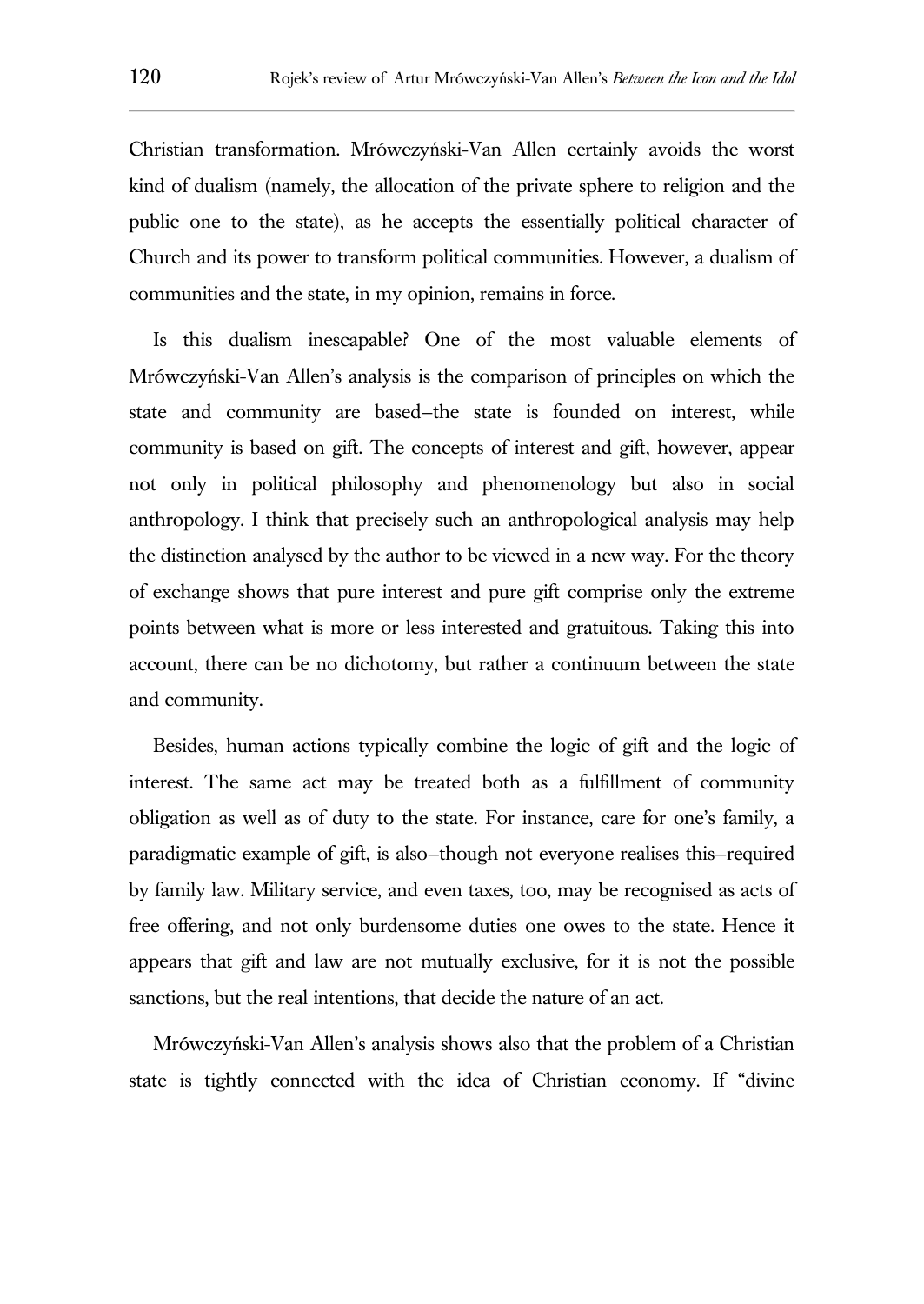Christian transformation. Mrówczyński-Van Allen certainly avoids the worst kind of dualism (namely, the allocation of the private sphere to religion and the public one to the state), as he accepts the essentially political character of Church and its power to transform political communities. However, a dualism of communities and the state, in my opinion, remains in force.

Is this dualism inescapable? One of the most valuable elements of Mrówczyński-Van Allen's analysis is the comparison of principles on which the state and community are based—the state is founded on interest, while community is based on gift. The concepts of interest and gift, however, appear not only in political philosophy and phenomenology but also in social anthropology. I think that precisely such an anthropological analysis may help the distinction analysed by the author to be viewed in a new way. For the theory of exchange shows that pure interest and pure gift comprise only the extreme points between what is more or less interested and gratuitous. Taking this into account, there can be no dichotomy, but rather a continuum between the state and community.

Besides, human actions typically combine the logic of gift and the logic of interest. The same act may be treated both as a fulfillment of community obligation as well as of duty to the state. For instance, care for one's family, a paradigmatic example of gift, is also—though not everyone realises this—required by family law. Military service, and even taxes, too, may be recognised as acts of free offering, and not only burdensome duties one owes to the state. Hence it appears that gift and law are not mutually exclusive, for it is not the possible sanctions, but the real intentions, that decide the nature of an act.

Mrówczyński-Van Allen's analysis shows also that the problem of a Christian state is tightly connected with the idea of Christian economy. If "divine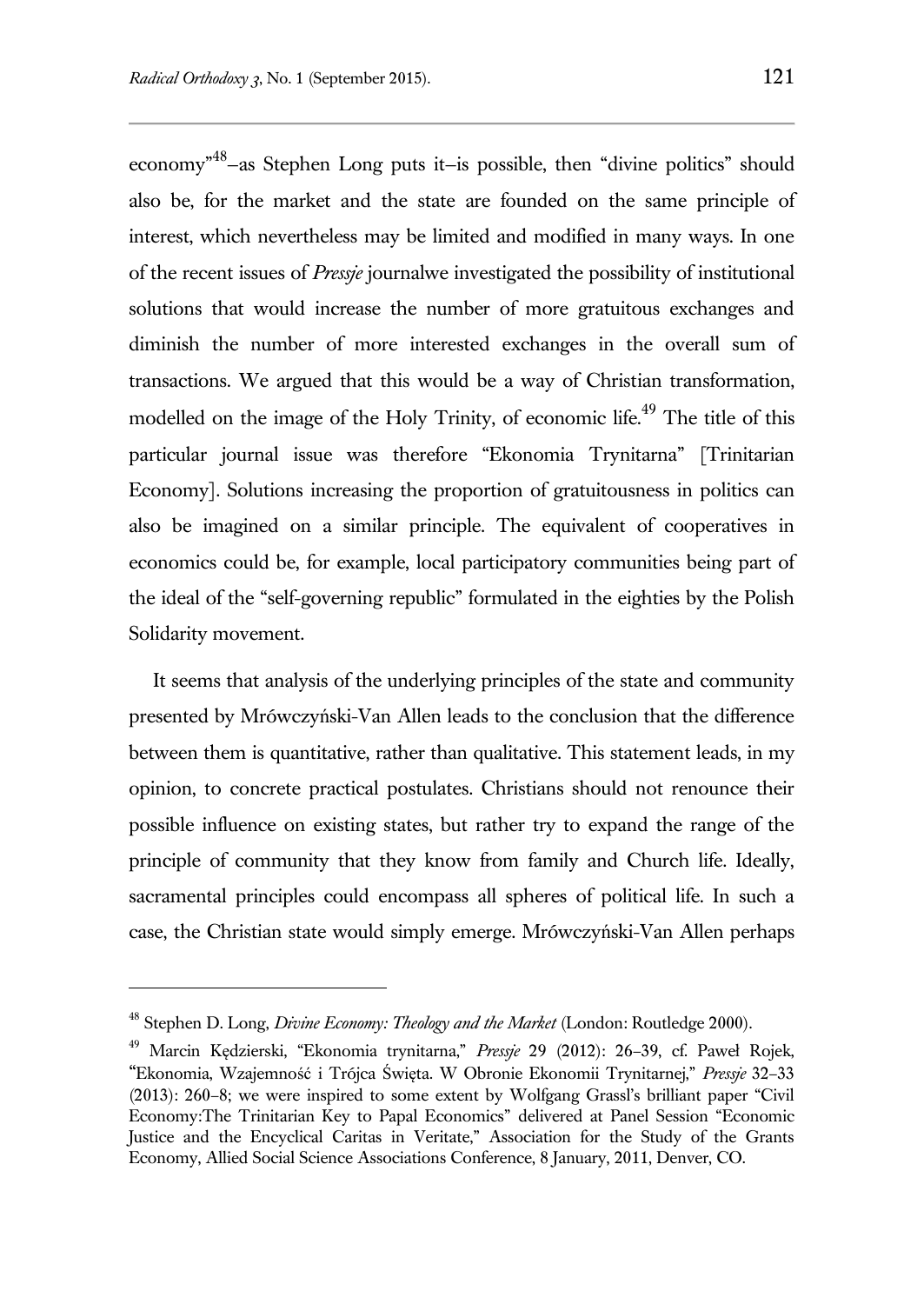economy"[48]–as Stephen Long puts it–is possible, then "divine politics" should also be, for the market and the state are founded on the same principle of interest, which nevertheless may be limited and modified in many ways. In one of the recent issues of *Pressje* journalwe investigated the possibility of institutional solutions that would increase the number of more gratuitous exchanges and diminish the number of more interested exchanges in the overall sum of transactions. We argued that this would be a way of Christian transformation, modelled on the image of the Holy Trinity, of economic life.[49] The title of this particular journal issue was therefore "Ekonomia Trynitarna" [Trinitarian Economy]. Solutions increasing the proportion of gratuitousness in politics can also be imagined on a similar principle. The equivalent of cooperatives in economics could be, for example, local participatory communities being part of the ideal of the "self-governing republic" formulated in the eighties by the Polish Solidarity movement.

It seems that analysis of the underlying principles of the state and community presented by Mrówczyński-Van Allen leads to the conclusion that the difference between them is quantitative, rather than qualitative. This statement leads, in my opinion, to concrete practical postulates. Christians should not renounce their possible influence on existing states, but rather try to expand the range of the principle of community that they know from family and Church life. Ideally, sacramental principles could encompass all spheres of political life. In such a case, the Christian state would simply emerge. Mrówczyński-Van Allen perhaps

---

[48] Stephen D. Long, *Divine Economy: Theology and the Market* (London: Routledge 2000).

[49] Marcin Kędzierski, "Ekonomia trynitarna," *Pressje* 29 (2012): 26–39, cf. Paweł Rojek, "Ekonomia, Wzajemność i Trójca Święta. W Obronie Ekonomii Trynitarnej," *Pressje* 32–33 (2013): 260–8; we were inspired to some extent by Wolfgang Grassl's brilliant paper "Civil Economy:The Trinitarian Key to Papal Economics" delivered at Panel Session "Economic Justice and the Encyclical Caritas in Veritate," Association for the Study of the Grants Economy, Allied Social Science Associations Conference, 8 January, 2011, Denver, CO.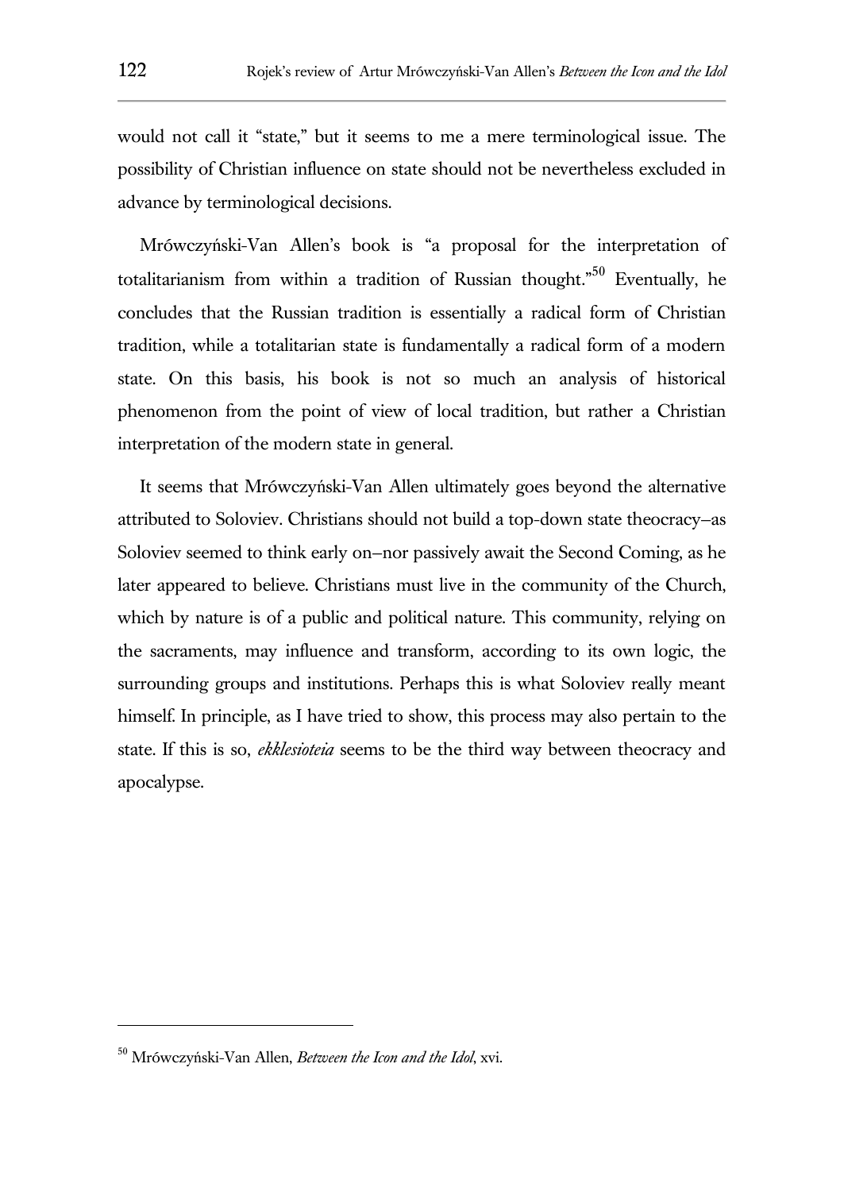would not call it "state," but it seems to me a mere terminological issue. The possibility of Christian influence on state should not be nevertheless excluded in advance by terminological decisions.

Mrówczyński-Van Allen's book is "a proposal for the interpretation of totalitarianism from within a tradition of Russian thought."[50] Eventually, he concludes that the Russian tradition is essentially a radical form of Christian tradition, while a totalitarian state is fundamentally a radical form of a modern state. On this basis, his book is not so much an analysis of historical phenomenon from the point of view of local tradition, but rather a Christian interpretation of the modern state in general.

It seems that Mrówczyński-Van Allen ultimately goes beyond the alternative attributed to Soloviev. Christians should not build a top-down state theocracy–as Soloviev seemed to think early on–nor passively await the Second Coming, as he later appeared to believe. Christians must live in the community of the Church, which by nature is of a public and political nature. This community, relying on the sacraments, may influence and transform, according to its own logic, the surrounding groups and institutions. Perhaps this is what Soloviev really meant himself. In principle, as I have tried to show, this process may also pertain to the state. If this is so, *ekklesioteia* seems to be the third way between theocracy and apocalypse.

---

[50] Mrówczyński-Van Allen, *Between the Icon and the Idol*, xvi.